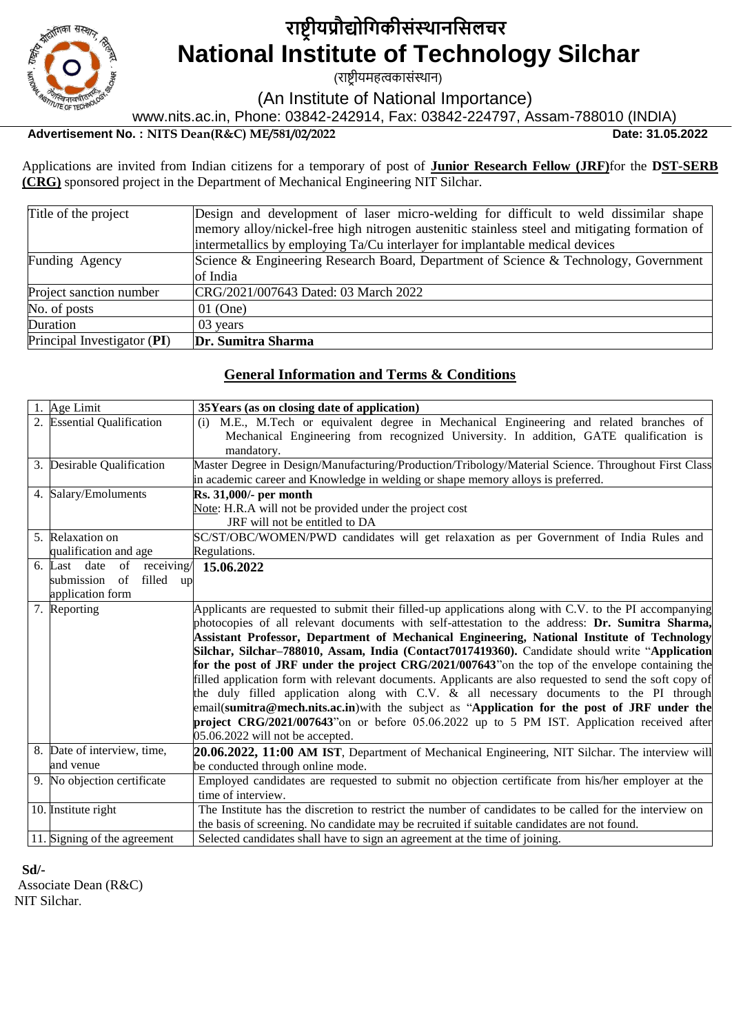# राष्ट्रीयप्रौद्योगिकीसंस्थानसिलचर

# National Institute of Technology Silchar

(राष्ट्रीयमहत्वकासंस्थान)

(An Institute of National Importance)

www.nits.ac.in, Phone: 03842-242914, Fax: 03842-224797, Assam-788010 (INDIA)

**Advertisement No. : NITS Dean(R&C) ME/581/02/2022** **Date: 31.05.2022**

Applications are invited from Indian citizens for a temporary of post of **Junior Research Fellow (JRF)**for the **DST-SERB (CRG)** sponsored project in the Department of Mechanical Engineering NIT Silchar.

| | |
|---|---|
| Title of the project | Design and development of laser micro-welding for difficult to weld dissimilar shape memory alloy/nickel-free high nitrogen austenitic stainless steel and mitigating formation of intermetallics by employing Ta/Cu interlayer for implantable medical devices |
| Funding Agency | Science & Engineering Research Board, Department of Science & Technology, Government of India |
| Project sanction number | CRG/2021/007643 Dated: 03 March 2022 |
| No. of posts | 01 (One) |
| Duration | 03 years |
| Principal Investigator (**PI**) | **Dr. Sumitra Sharma** |

## General Information and Terms & Conditions

| | |
|---|---|
| 1. Age Limit | **35Years (as on closing date of application)** |
| 2. Essential Qualification | (i) M.E., M.Tech or equivalent degree in Mechanical Engineering and related branches of Mechanical Engineering from recognized University. In addition, GATE qualification is mandatory. |
| 3. Desirable Qualification | Master Degree in Design/Manufacturing/Production/Tribology/Material Science. Throughout First Class in academic career and Knowledge in welding or shape memory alloys is preferred. |
| 4. Salary/Emoluments | **Rs. 31,000/- per month**<br>Note: H.R.A will not be provided under the project cost<br>JRF will not be entitled to DA |
| 5. Relaxation on qualification and age | SC/ST/OBC/WOMEN/PWD candidates will get relaxation as per Government of India Rules and Regulations. |
| 6. Last date of receiving/ submission of filled up application form | **15.06.2022** |
| 7. Reporting | Applicants are requested to submit their filled-up applications along with C.V. to the PI accompanying photocopies of all relevant documents with self-attestation to the address: **Dr. Sumitra Sharma, Assistant Professor, Department of Mechanical Engineering, National Institute of Technology Silchar, Silchar–788010, Assam, India (Contact7017419360).** Candidate should write "**Application for the post of JRF under the project CRG/2021/007643**"on the top of the envelope containing the filled application form with relevant documents. Applicants are also requested to send the soft copy of the duly filled application along with C.V. & all necessary documents to the PI through email(**sumitra@mech.nits.ac.in**)with the subject as "**Application for the post of JRF under the project CRG/2021/007643**"on or before 05.06.2022 up to 5 PM IST. Application received after 05.06.2022 will not be accepted. |
| 8. Date of interview, time, and venue | **20.06.2022, 11:00 AM IST**, Department of Mechanical Engineering, NIT Silchar. The interview will be conducted through online mode. |
| 9. No objection certificate | Employed candidates are requested to submit no objection certificate from his/her employer at the time of interview. |
| 10. Institute right | The Institute has the discretion to restrict the number of candidates to be called for the interview on the basis of screening. No candidate may be recruited if suitable candidates are not found. |
| 11. Signing of the agreement | Selected candidates shall have to sign an agreement at the time of joining. |

**Sd/-**

Associate Dean (R&C)

NIT Silchar.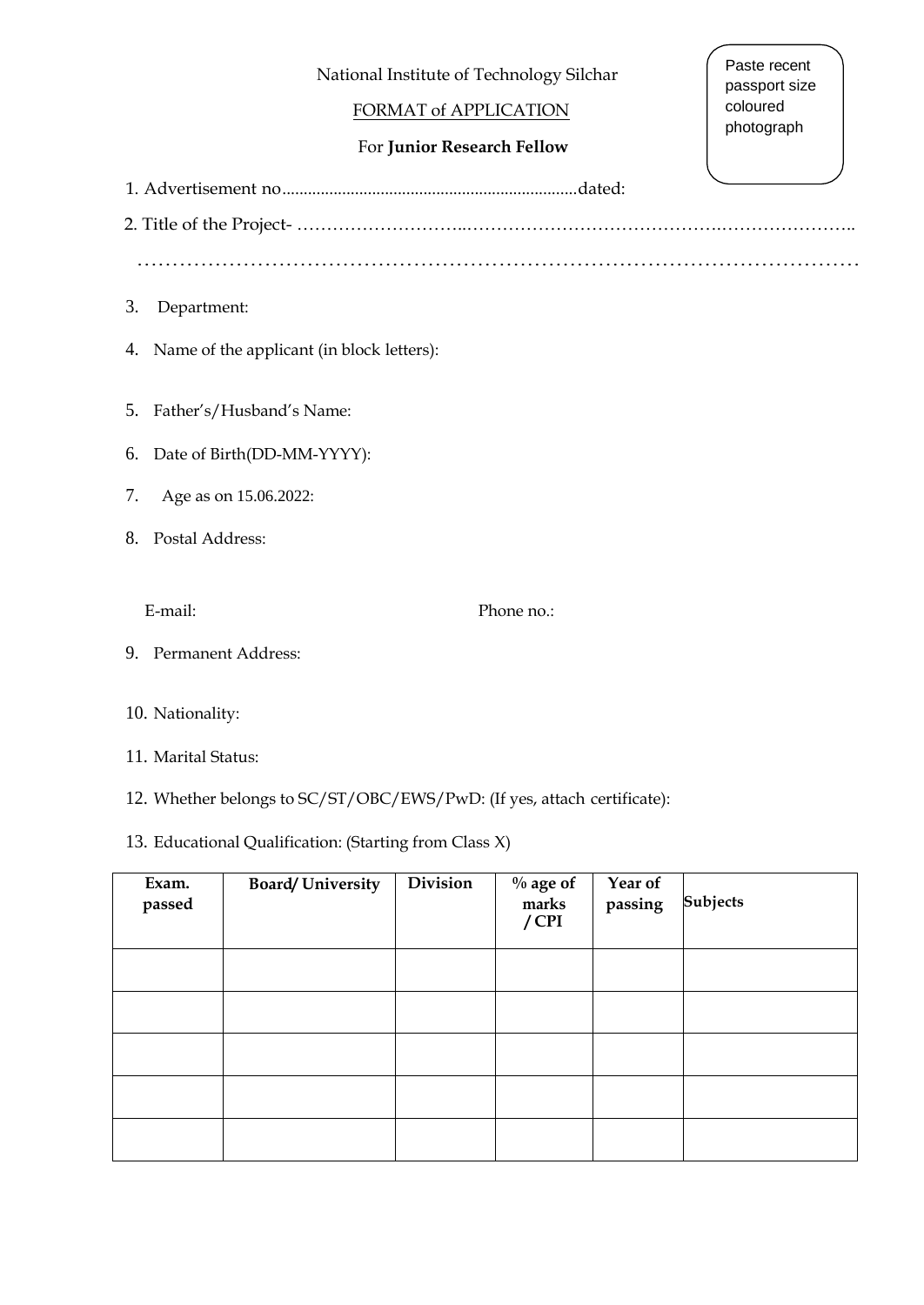Paste recent passport size coloured photograph

National Institute of Technology Silchar

FORMAT of APPLICATION

For **Junior Research Fellow**

1. Advertisement no.....................................................................dated:

2. Title of the Project- ………………………..…………………………………….…………………..

…………………………………………………………………………………………………

3. Department:

4. Name of the applicant (in block letters):

5. Father's/Husband's Name:

6. Date of Birth(DD-MM-YYYY):

7. Age as on 15.06.2022:

8. Postal Address:

   E-mail: Phone no.:

9. Permanent Address:

10. Nationality:

11. Marital Status:

12. Whether belongs to SC/ST/OBC/EWS/PwD: (If yes, attach certificate):

13. Educational Qualification: (Starting from Class X)

| Exam. passed | Board/ University | Division | % age of marks / CPI | Year of passing | Subjects |
|---|---|---|---|---|---|
| | | | | | |
| | | | | | |
| | | | | | |
| | | | | | |
| | | | | | |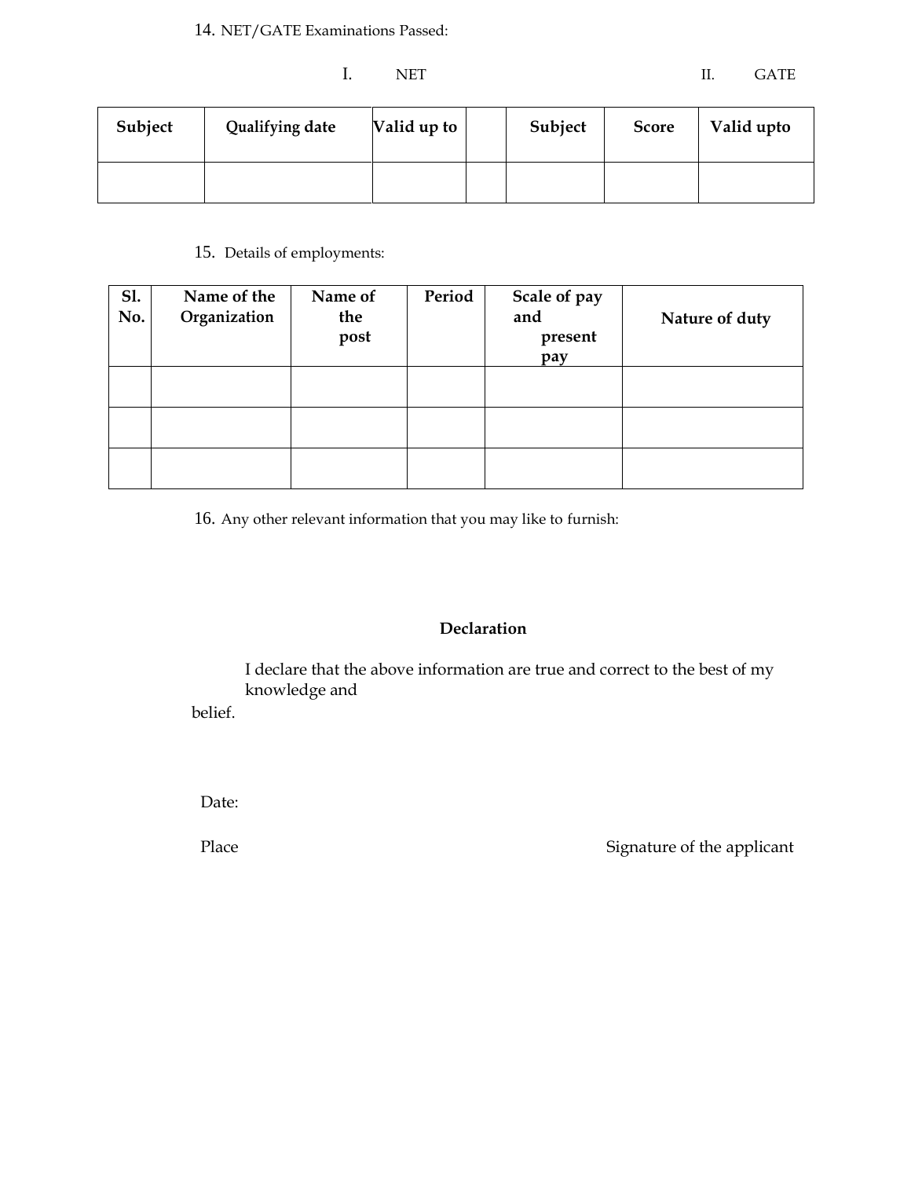14. NET/GATE Examinations Passed:

I. NET II. GATE

| Subject | Qualifying date | Valid up to | | Subject | Score | Valid upto |
|---|---|---|---|---|---|---|
| | | | | | | |

15. Details of employments:

| Sl. No. | Name of the Organization | Name of the post | Period | Scale of pay and present pay | Nature of duty |
|---|---|---|---|---|---|
| | | | | | |
| | | | | | |
| | | | | | |

16. Any other relevant information that you may like to furnish:

**Declaration**

I declare that the above information are true and correct to the best of my knowledge and belief.

Date:

Place

Signature of the applicant